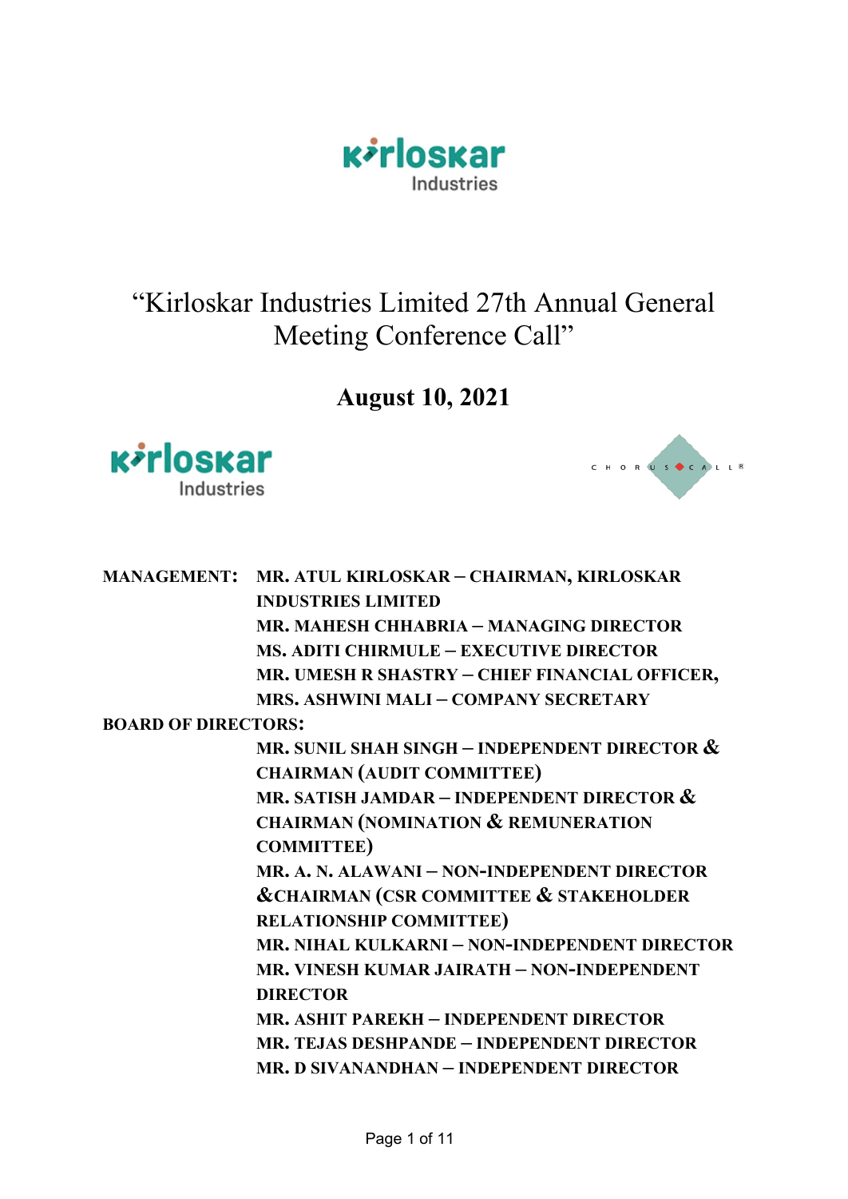# "Kirloskar Industries Limited 27th Annual General Meeting Conference Call"

## August 10, 2021

**MANAGEMENT:**
**MR. ATUL KIRLOSKAR – CHAIRMAN, KIRLOSKAR INDUSTRIES LIMITED**
**MR. MAHESH CHHABRIA – MANAGING DIRECTOR**
**MS. ADITI CHIRMULE – EXECUTIVE DIRECTOR**
**MR. UMESH R SHASTRY – CHIEF FINANCIAL OFFICER,**
**MRS. ASHWINI MALI – COMPANY SECRETARY**

**BOARD OF DIRECTORS:**
**MR. SUNIL SHAH SINGH – INDEPENDENT DIRECTOR & CHAIRMAN (AUDIT COMMITTEE)**
**MR. SATISH JAMDAR – INDEPENDENT DIRECTOR & CHAIRMAN (NOMINATION & REMUNERATION COMMITTEE)**
**MR. A. N. ALAWANI – NON-INDEPENDENT DIRECTOR &CHAIRMAN (CSR COMMITTEE & STAKEHOLDER RELATIONSHIP COMMITTEE)**
**MR. NIHAL KULKARNI – NON-INDEPENDENT DIRECTOR**
**MR. VINESH KUMAR JAIRATH – NON-INDEPENDENT DIRECTOR**
**MR. ASHIT PAREKH – INDEPENDENT DIRECTOR**
**MR. TEJAS DESHPANDE – INDEPENDENT DIRECTOR**
**MR. D SIVANANDHAN – INDEPENDENT DIRECTOR**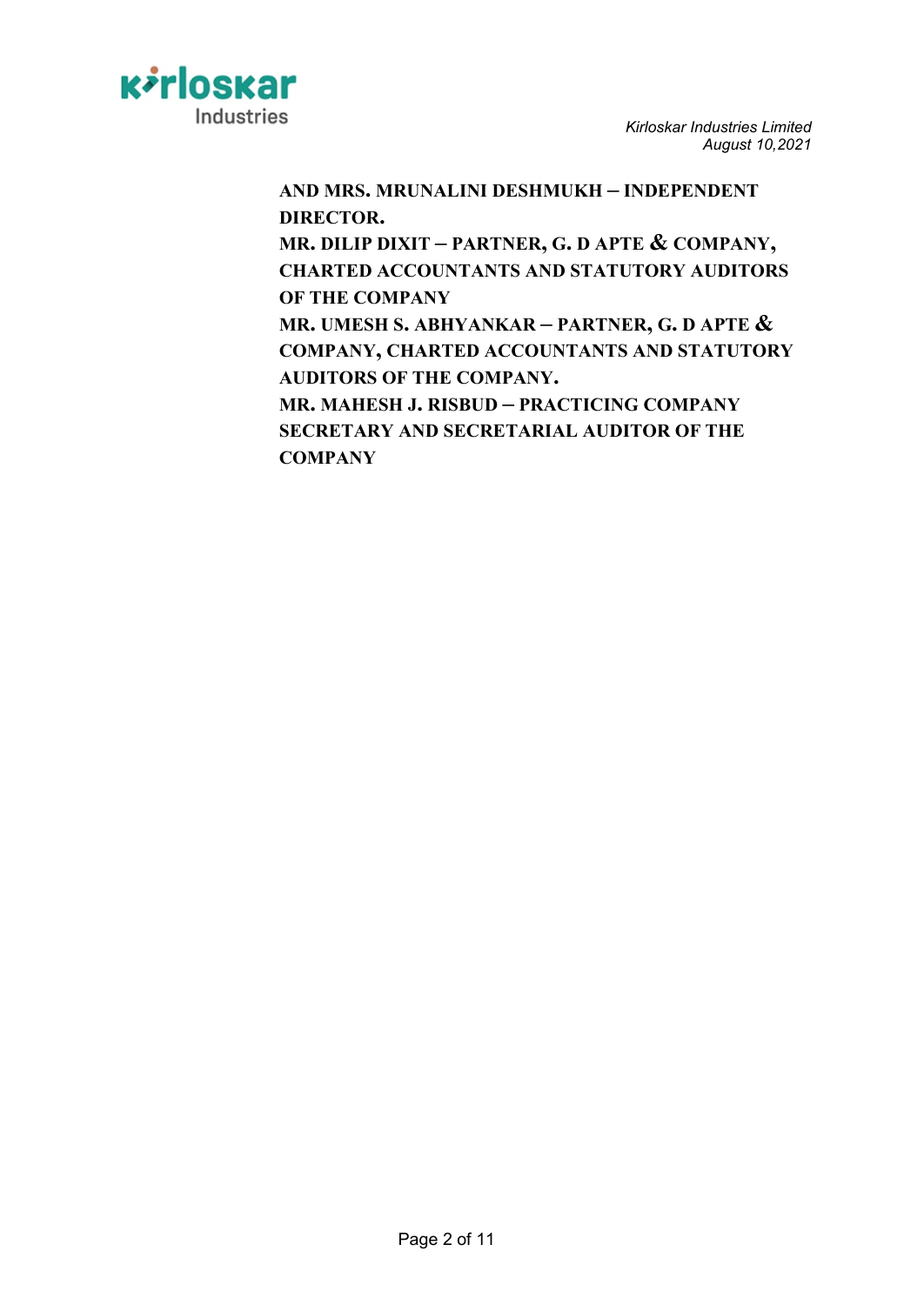**AND MRS. MRUNALINI DESHMUKH – INDEPENDENT DIRECTOR.**
**MR. DILIP DIXIT – PARTNER, G. D APTE & COMPANY, CHARTED ACCOUNTANTS AND STATUTORY AUDITORS OF THE COMPANY**
**MR. UMESH S. ABHYANKAR – PARTNER, G. D APTE & COMPANY, CHARTED ACCOUNTANTS AND STATUTORY AUDITORS OF THE COMPANY.**
**MR. MAHESH J. RISBUD – PRACTICING COMPANY SECRETARY AND SECRETARIAL AUDITOR OF THE COMPANY**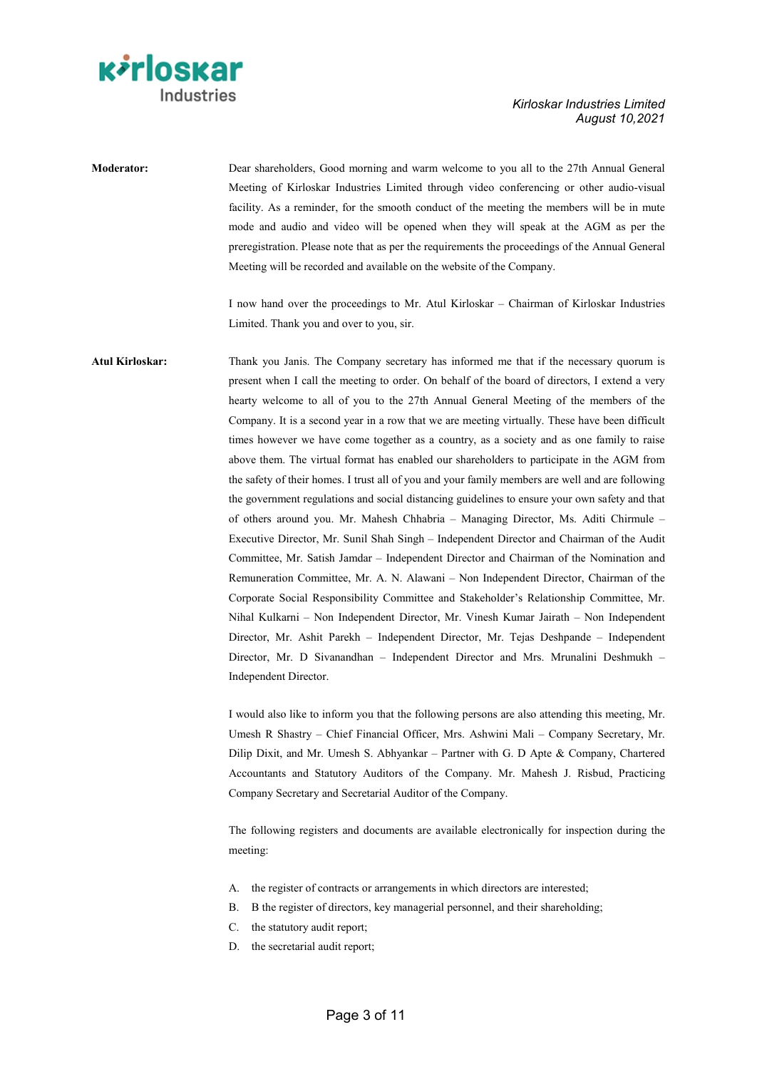**Moderator:** Dear shareholders, Good morning and warm welcome to you all to the 27th Annual General Meeting of Kirloskar Industries Limited through video conferencing or other audio-visual facility. As a reminder, for the smooth conduct of the meeting the members will be in mute mode and audio and video will be opened when they will speak at the AGM as per the preregistration. Please note that as per the requirements the proceedings of the Annual General Meeting will be recorded and available on the website of the Company.

I now hand over the proceedings to Mr. Atul Kirloskar – Chairman of Kirloskar Industries Limited. Thank you and over to you, sir.

**Atul Kirloskar:** Thank you Janis. The Company secretary has informed me that if the necessary quorum is present when I call the meeting to order. On behalf of the board of directors, I extend a very hearty welcome to all of you to the 27th Annual General Meeting of the members of the Company. It is a second year in a row that we are meeting virtually. These have been difficult times however we have come together as a country, as a society and as one family to raise above them. The virtual format has enabled our shareholders to participate in the AGM from the safety of their homes. I trust all of you and your family members are well and are following the government regulations and social distancing guidelines to ensure your own safety and that of others around you. Mr. Mahesh Chhabria – Managing Director, Ms. Aditi Chirmule – Executive Director, Mr. Sunil Shah Singh – Independent Director and Chairman of the Audit Committee, Mr. Satish Jamdar – Independent Director and Chairman of the Nomination and Remuneration Committee, Mr. A. N. Alawani – Non Independent Director, Chairman of the Corporate Social Responsibility Committee and Stakeholder's Relationship Committee, Mr. Nihal Kulkarni – Non Independent Director, Mr. Vinesh Kumar Jairath – Non Independent Director, Mr. Ashit Parekh – Independent Director, Mr. Tejas Deshpande – Independent Director, Mr. D Sivanandhan – Independent Director and Mrs. Mrunalini Deshmukh – Independent Director.

I would also like to inform you that the following persons are also attending this meeting, Mr. Umesh R Shastry – Chief Financial Officer, Mrs. Ashwini Mali – Company Secretary, Mr. Dilip Dixit, and Mr. Umesh S. Abhyankar – Partner with G. D Apte & Company, Chartered Accountants and Statutory Auditors of the Company. Mr. Mahesh J. Risbud, Practicing Company Secretary and Secretarial Auditor of the Company.

The following registers and documents are available electronically for inspection during the meeting:

A. the register of contracts or arrangements in which directors are interested;
B. B the register of directors, key managerial personnel, and their shareholding;
C. the statutory audit report;
D. the secretarial audit report;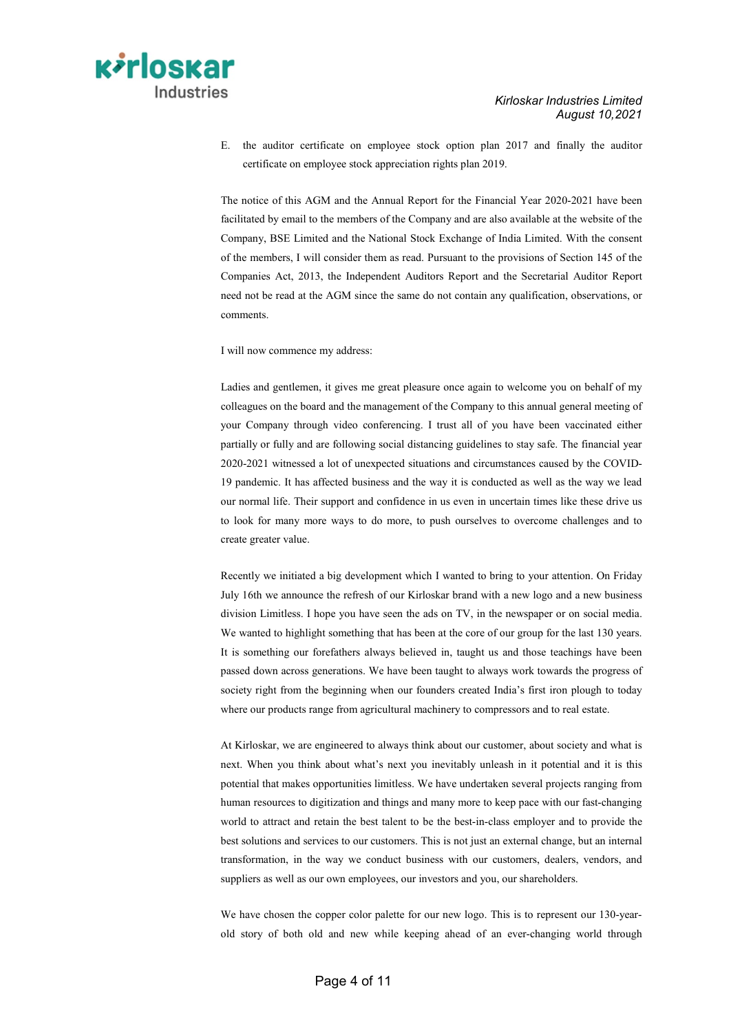E. the auditor certificate on employee stock option plan 2017 and finally the auditor certificate on employee stock appreciation rights plan 2019.

The notice of this AGM and the Annual Report for the Financial Year 2020-2021 have been facilitated by email to the members of the Company and are also available at the website of the Company, BSE Limited and the National Stock Exchange of India Limited. With the consent of the members, I will consider them as read. Pursuant to the provisions of Section 145 of the Companies Act, 2013, the Independent Auditors Report and the Secretarial Auditor Report need not be read at the AGM since the same do not contain any qualification, observations, or comments.

I will now commence my address:

Ladies and gentlemen, it gives me great pleasure once again to welcome you on behalf of my colleagues on the board and the management of the Company to this annual general meeting of your Company through video conferencing. I trust all of you have been vaccinated either partially or fully and are following social distancing guidelines to stay safe. The financial year 2020-2021 witnessed a lot of unexpected situations and circumstances caused by the COVID-19 pandemic. It has affected business and the way it is conducted as well as the way we lead our normal life. Their support and confidence in us even in uncertain times like these drive us to look for many more ways to do more, to push ourselves to overcome challenges and to create greater value.

Recently we initiated a big development which I wanted to bring to your attention. On Friday July 16th we announce the refresh of our Kirloskar brand with a new logo and a new business division Limitless. I hope you have seen the ads on TV, in the newspaper or on social media. We wanted to highlight something that has been at the core of our group for the last 130 years. It is something our forefathers always believed in, taught us and those teachings have been passed down across generations. We have been taught to always work towards the progress of society right from the beginning when our founders created India's first iron plough to today where our products range from agricultural machinery to compressors and to real estate.

At Kirloskar, we are engineered to always think about our customer, about society and what is next. When you think about what's next you inevitably unleash in it potential and it is this potential that makes opportunities limitless. We have undertaken several projects ranging from human resources to digitization and things and many more to keep pace with our fast-changing world to attract and retain the best talent to be the best-in-class employer and to provide the best solutions and services to our customers. This is not just an external change, but an internal transformation, in the way we conduct business with our customers, dealers, vendors, and suppliers as well as our own employees, our investors and you, our shareholders.

We have chosen the copper color palette for our new logo. This is to represent our 130-year-old story of both old and new while keeping ahead of an ever-changing world through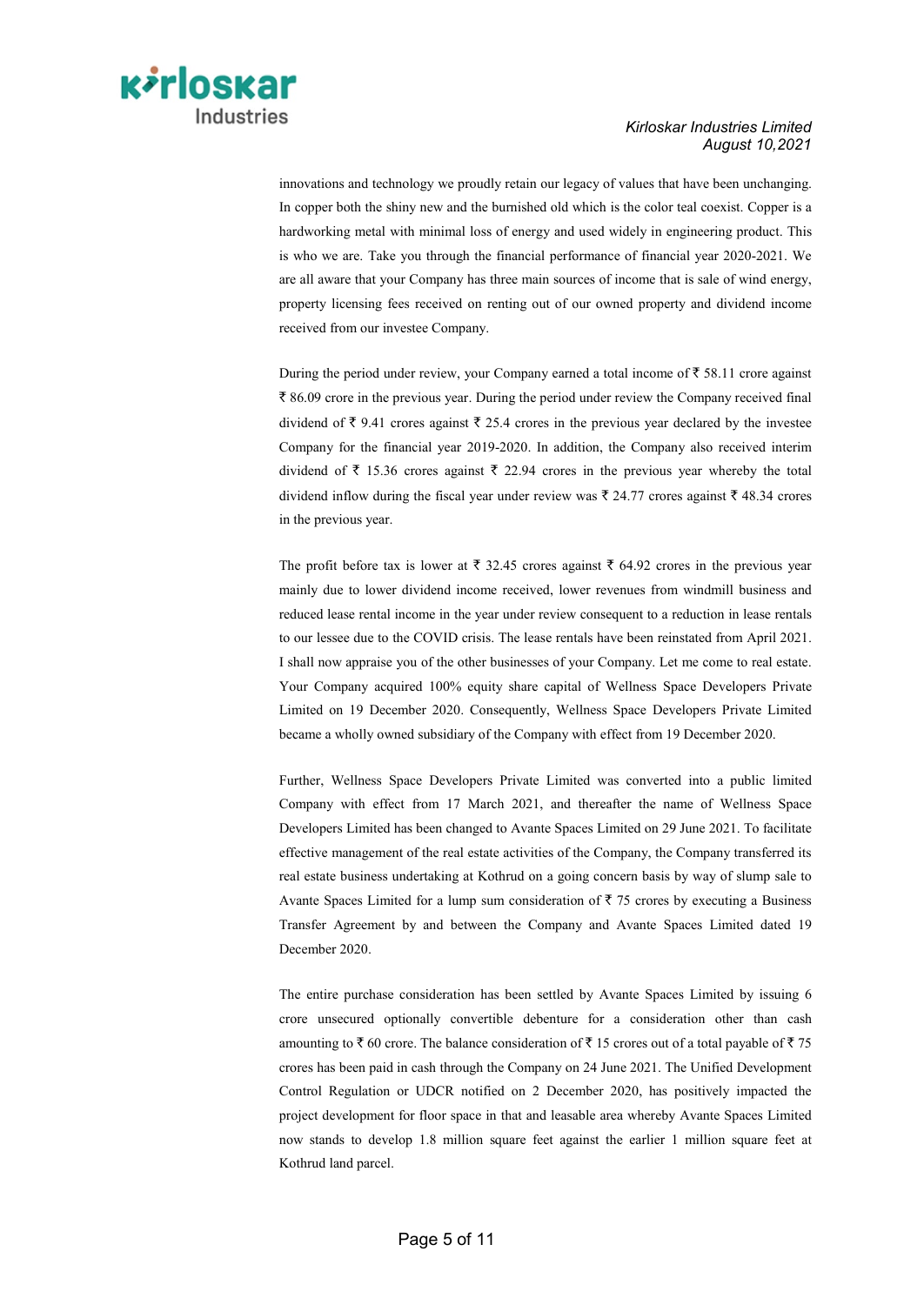innovations and technology we proudly retain our legacy of values that have been unchanging. In copper both the shiny new and the burnished old which is the color teal coexist. Copper is a hardworking metal with minimal loss of energy and used widely in engineering product. This is who we are. Take you through the financial performance of financial year 2020-2021. We are all aware that your Company has three main sources of income that is sale of wind energy, property licensing fees received on renting out of our owned property and dividend income received from our investee Company.

During the period under review, your Company earned a total income of ₹ 58.11 crore against ₹ 86.09 crore in the previous year. During the period under review the Company received final dividend of ₹ 9.41 crores against ₹ 25.4 crores in the previous year declared by the investee Company for the financial year 2019-2020. In addition, the Company also received interim dividend of ₹ 15.36 crores against ₹ 22.94 crores in the previous year whereby the total dividend inflow during the fiscal year under review was ₹ 24.77 crores against ₹ 48.34 crores in the previous year.

The profit before tax is lower at ₹ 32.45 crores against ₹ 64.92 crores in the previous year mainly due to lower dividend income received, lower revenues from windmill business and reduced lease rental income in the year under review consequent to a reduction in lease rentals to our lessee due to the COVID crisis. The lease rentals have been reinstated from April 2021. I shall now appraise you of the other businesses of your Company. Let me come to real estate. Your Company acquired 100% equity share capital of Wellness Space Developers Private Limited on 19 December 2020. Consequently, Wellness Space Developers Private Limited became a wholly owned subsidiary of the Company with effect from 19 December 2020.

Further, Wellness Space Developers Private Limited was converted into a public limited Company with effect from 17 March 2021, and thereafter the name of Wellness Space Developers Limited has been changed to Avante Spaces Limited on 29 June 2021. To facilitate effective management of the real estate activities of the Company, the Company transferred its real estate business undertaking at Kothrud on a going concern basis by way of slump sale to Avante Spaces Limited for a lump sum consideration of ₹ 75 crores by executing a Business Transfer Agreement by and between the Company and Avante Spaces Limited dated 19 December 2020.

The entire purchase consideration has been settled by Avante Spaces Limited by issuing 6 crore unsecured optionally convertible debenture for a consideration other than cash amounting to ₹ 60 crore. The balance consideration of ₹ 15 crores out of a total payable of ₹ 75 crores has been paid in cash through the Company on 24 June 2021. The Unified Development Control Regulation or UDCR notified on 2 December 2020, has positively impacted the project development for floor space in that and leasable area whereby Avante Spaces Limited now stands to develop 1.8 million square feet against the earlier 1 million square feet at Kothrud land parcel.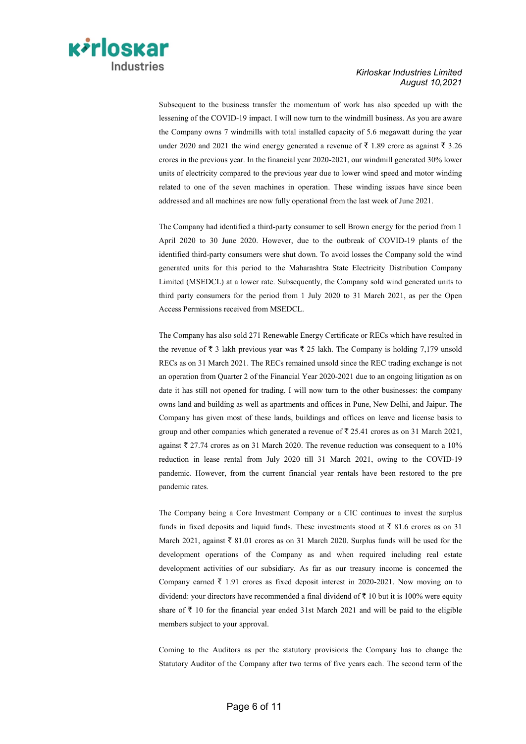Subsequent to the business transfer the momentum of work has also speeded up with the lessening of the COVID-19 impact. I will now turn to the windmill business. As you are aware the Company owns 7 windmills with total installed capacity of 5.6 megawatt during the year under 2020 and 2021 the wind energy generated a revenue of ₹ 1.89 crore as against ₹ 3.26 crores in the previous year. In the financial year 2020-2021, our windmill generated 30% lower units of electricity compared to the previous year due to lower wind speed and motor winding related to one of the seven machines in operation. These winding issues have since been addressed and all machines are now fully operational from the last week of June 2021.

The Company had identified a third-party consumer to sell Brown energy for the period from 1 April 2020 to 30 June 2020. However, due to the outbreak of COVID-19 plants of the identified third-party consumers were shut down. To avoid losses the Company sold the wind generated units for this period to the Maharashtra State Electricity Distribution Company Limited (MSEDCL) at a lower rate. Subsequently, the Company sold wind generated units to third party consumers for the period from 1 July 2020 to 31 March 2021, as per the Open Access Permissions received from MSEDCL.

The Company has also sold 271 Renewable Energy Certificate or RECs which have resulted in the revenue of ₹ 3 lakh previous year was ₹ 25 lakh. The Company is holding 7,179 unsold RECs as on 31 March 2021. The RECs remained unsold since the REC trading exchange is not an operation from Quarter 2 of the Financial Year 2020-2021 due to an ongoing litigation as on date it has still not opened for trading. I will now turn to the other businesses: the company owns land and building as well as apartments and offices in Pune, New Delhi, and Jaipur. The Company has given most of these lands, buildings and offices on leave and license basis to group and other companies which generated a revenue of ₹ 25.41 crores as on 31 March 2021, against ₹ 27.74 crores as on 31 March 2020. The revenue reduction was consequent to a 10% reduction in lease rental from July 2020 till 31 March 2021, owing to the COVID-19 pandemic. However, from the current financial year rentals have been restored to the pre pandemic rates.

The Company being a Core Investment Company or a CIC continues to invest the surplus funds in fixed deposits and liquid funds. These investments stood at ₹ 81.6 crores as on 31 March 2021, against ₹ 81.01 crores as on 31 March 2020. Surplus funds will be used for the development operations of the Company as and when required including real estate development activities of our subsidiary. As far as our treasury income is concerned the Company earned ₹ 1.91 crores as fixed deposit interest in 2020-2021. Now moving on to dividend: your directors have recommended a final dividend of ₹ 10 but it is 100% were equity share of ₹ 10 for the financial year ended 31st March 2021 and will be paid to the eligible members subject to your approval.

Coming to the Auditors as per the statutory provisions the Company has to change the Statutory Auditor of the Company after two terms of five years each. The second term of the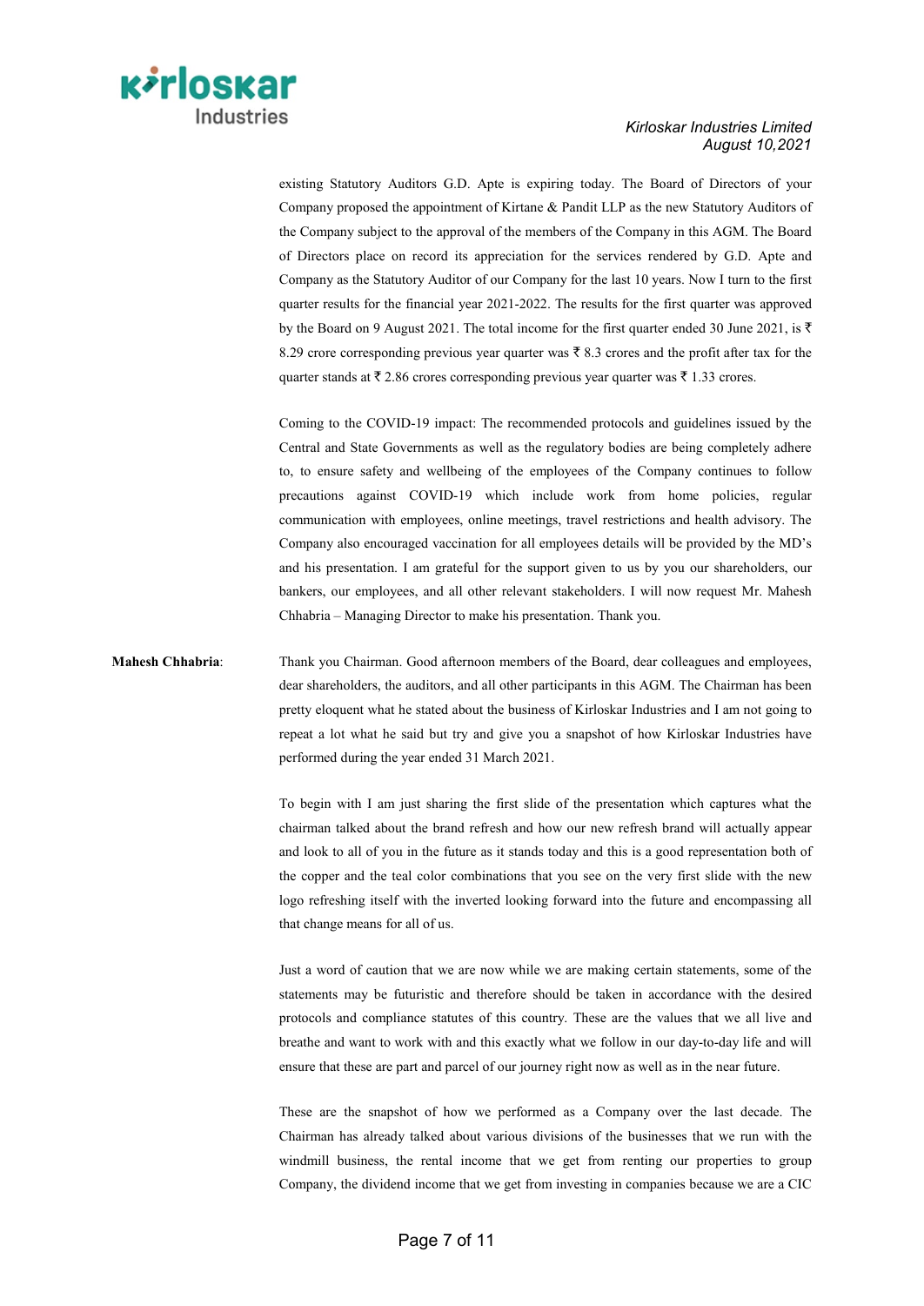existing Statutory Auditors G.D. Apte is expiring today. The Board of Directors of your Company proposed the appointment of Kirtane & Pandit LLP as the new Statutory Auditors of the Company subject to the approval of the members of the Company in this AGM. The Board of Directors place on record its appreciation for the services rendered by G.D. Apte and Company as the Statutory Auditor of our Company for the last 10 years. Now I turn to the first quarter results for the financial year 2021-2022. The results for the first quarter was approved by the Board on 9 August 2021. The total income for the first quarter ended 30 June 2021, is ₹ 8.29 crore corresponding previous year quarter was ₹ 8.3 crores and the profit after tax for the quarter stands at ₹ 2.86 crores corresponding previous year quarter was ₹ 1.33 crores.

Coming to the COVID-19 impact: The recommended protocols and guidelines issued by the Central and State Governments as well as the regulatory bodies are being completely adhere to, to ensure safety and wellbeing of the employees of the Company continues to follow precautions against COVID-19 which include work from home policies, regular communication with employees, online meetings, travel restrictions and health advisory. The Company also encouraged vaccination for all employees details will be provided by the MD's and his presentation. I am grateful for the support given to us by you our shareholders, our bankers, our employees, and all other relevant stakeholders. I will now request Mr. Mahesh Chhabria – Managing Director to make his presentation. Thank you.

**Mahesh Chhabria**: Thank you Chairman. Good afternoon members of the Board, dear colleagues and employees, dear shareholders, the auditors, and all other participants in this AGM. The Chairman has been pretty eloquent what he stated about the business of Kirloskar Industries and I am not going to repeat a lot what he said but try and give you a snapshot of how Kirloskar Industries have performed during the year ended 31 March 2021.

To begin with I am just sharing the first slide of the presentation which captures what the chairman talked about the brand refresh and how our new refresh brand will actually appear and look to all of you in the future as it stands today and this is a good representation both of the copper and the teal color combinations that you see on the very first slide with the new logo refreshing itself with the inverted looking forward into the future and encompassing all that change means for all of us.

Just a word of caution that we are now while we are making certain statements, some of the statements may be futuristic and therefore should be taken in accordance with the desired protocols and compliance statutes of this country. These are the values that we all live and breathe and want to work with and this exactly what we follow in our day-to-day life and will ensure that these are part and parcel of our journey right now as well as in the near future.

These are the snapshot of how we performed as a Company over the last decade. The Chairman has already talked about various divisions of the businesses that we run with the windmill business, the rental income that we get from renting our properties to group Company, the dividend income that we get from investing in companies because we are a CIC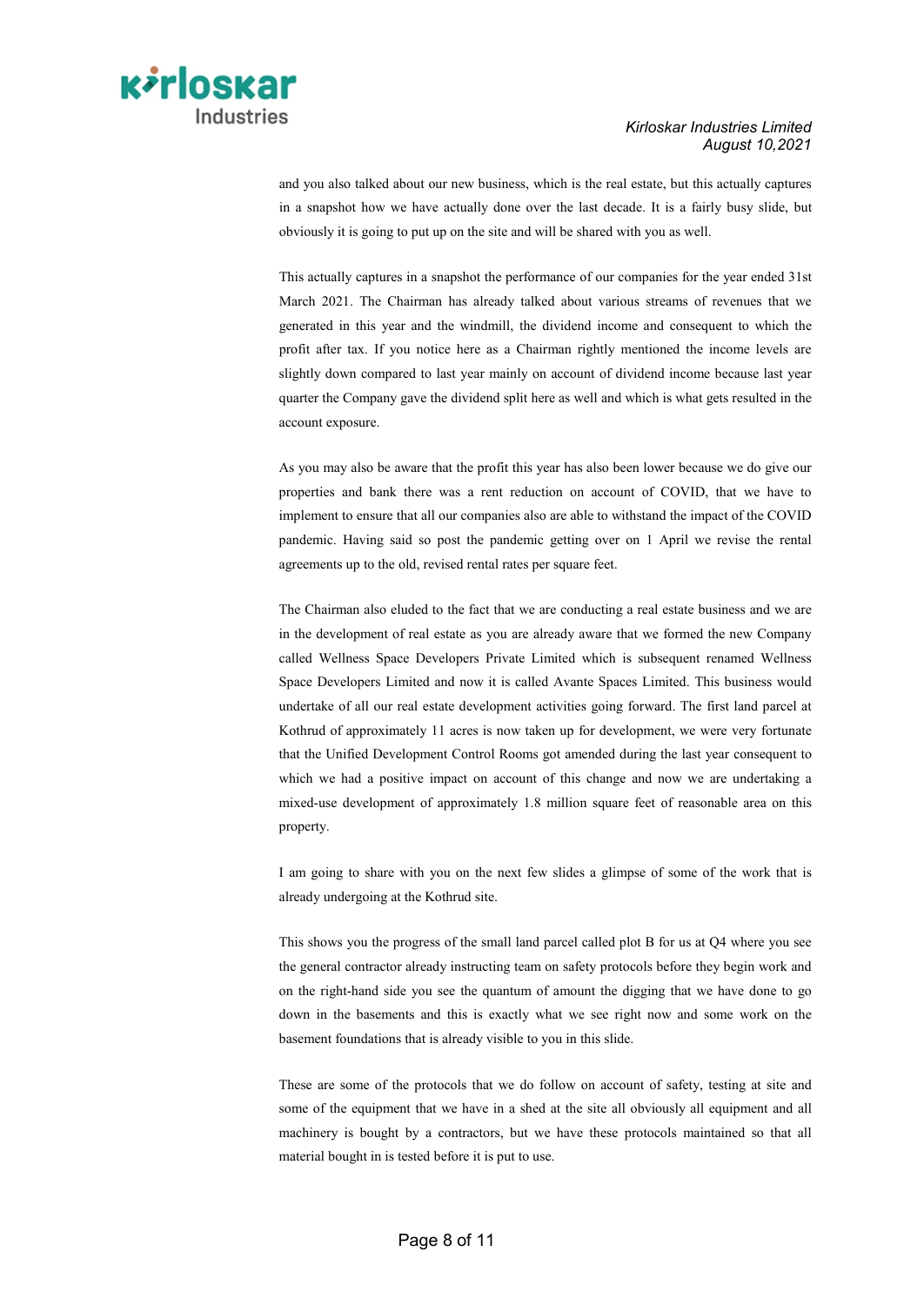and you also talked about our new business, which is the real estate, but this actually captures in a snapshot how we have actually done over the last decade. It is a fairly busy slide, but obviously it is going to put up on the site and will be shared with you as well.

This actually captures in a snapshot the performance of our companies for the year ended 31st March 2021. The Chairman has already talked about various streams of revenues that we generated in this year and the windmill, the dividend income and consequent to which the profit after tax. If you notice here as a Chairman rightly mentioned the income levels are slightly down compared to last year mainly on account of dividend income because last year quarter the Company gave the dividend split here as well and which is what gets resulted in the account exposure.

As you may also be aware that the profit this year has also been lower because we do give our properties and bank there was a rent reduction on account of COVID, that we have to implement to ensure that all our companies also are able to withstand the impact of the COVID pandemic. Having said so post the pandemic getting over on 1 April we revise the rental agreements up to the old, revised rental rates per square feet.

The Chairman also eluded to the fact that we are conducting a real estate business and we are in the development of real estate as you are already aware that we formed the new Company called Wellness Space Developers Private Limited which is subsequent renamed Wellness Space Developers Limited and now it is called Avante Spaces Limited. This business would undertake of all our real estate development activities going forward. The first land parcel at Kothrud of approximately 11 acres is now taken up for development, we were very fortunate that the Unified Development Control Rooms got amended during the last year consequent to which we had a positive impact on account of this change and now we are undertaking a mixed-use development of approximately 1.8 million square feet of reasonable area on this property.

I am going to share with you on the next few slides a glimpse of some of the work that is already undergoing at the Kothrud site.

This shows you the progress of the small land parcel called plot B for us at Q4 where you see the general contractor already instructing team on safety protocols before they begin work and on the right-hand side you see the quantum of amount the digging that we have done to go down in the basements and this is exactly what we see right now and some work on the basement foundations that is already visible to you in this slide.

These are some of the protocols that we do follow on account of safety, testing at site and some of the equipment that we have in a shed at the site all obviously all equipment and all machinery is bought by a contractors, but we have these protocols maintained so that all material bought in is tested before it is put to use.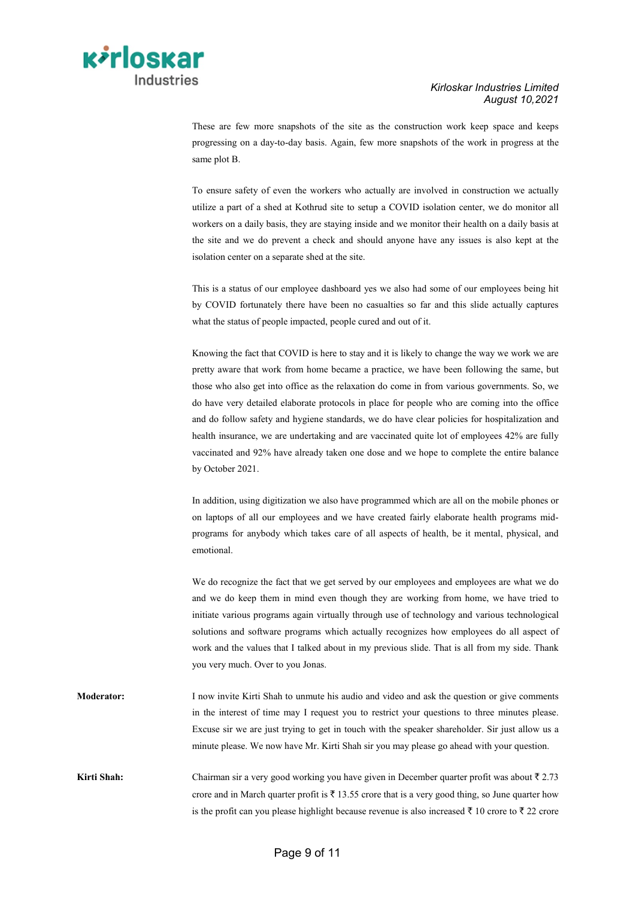These are few more snapshots of the site as the construction work keep space and keeps progressing on a day-to-day basis. Again, few more snapshots of the work in progress at the same plot B.

To ensure safety of even the workers who actually are involved in construction we actually utilize a part of a shed at Kothrud site to setup a COVID isolation center, we do monitor all workers on a daily basis, they are staying inside and we monitor their health on a daily basis at the site and we do prevent a check and should anyone have any issues is also kept at the isolation center on a separate shed at the site.

This is a status of our employee dashboard yes we also had some of our employees being hit by COVID fortunately there have been no casualties so far and this slide actually captures what the status of people impacted, people cured and out of it.

Knowing the fact that COVID is here to stay and it is likely to change the way we work we are pretty aware that work from home became a practice, we have been following the same, but those who also get into office as the relaxation do come in from various governments. So, we do have very detailed elaborate protocols in place for people who are coming into the office and do follow safety and hygiene standards, we do have clear policies for hospitalization and health insurance, we are undertaking and are vaccinated quite lot of employees 42% are fully vaccinated and 92% have already taken one dose and we hope to complete the entire balance by October 2021.

In addition, using digitization we also have programmed which are all on the mobile phones or on laptops of all our employees and we have created fairly elaborate health programs mid-programs for anybody which takes care of all aspects of health, be it mental, physical, and emotional.

We do recognize the fact that we get served by our employees and employees are what we do and we do keep them in mind even though they are working from home, we have tried to initiate various programs again virtually through use of technology and various technological solutions and software programs which actually recognizes how employees do all aspect of work and the values that I talked about in my previous slide. That is all from my side. Thank you very much. Over to you Jonas.

**Moderator:** I now invite Kirti Shah to unmute his audio and video and ask the question or give comments in the interest of time may I request you to restrict your questions to three minutes please. Excuse sir we are just trying to get in touch with the speaker shareholder. Sir just allow us a minute please. We now have Mr. Kirti Shah sir you may please go ahead with your question.

**Kirti Shah:** Chairman sir a very good working you have given in December quarter profit was about ₹ 2.73 crore and in March quarter profit is ₹ 13.55 crore that is a very good thing, so June quarter how is the profit can you please highlight because revenue is also increased ₹ 10 crore to ₹ 22 crore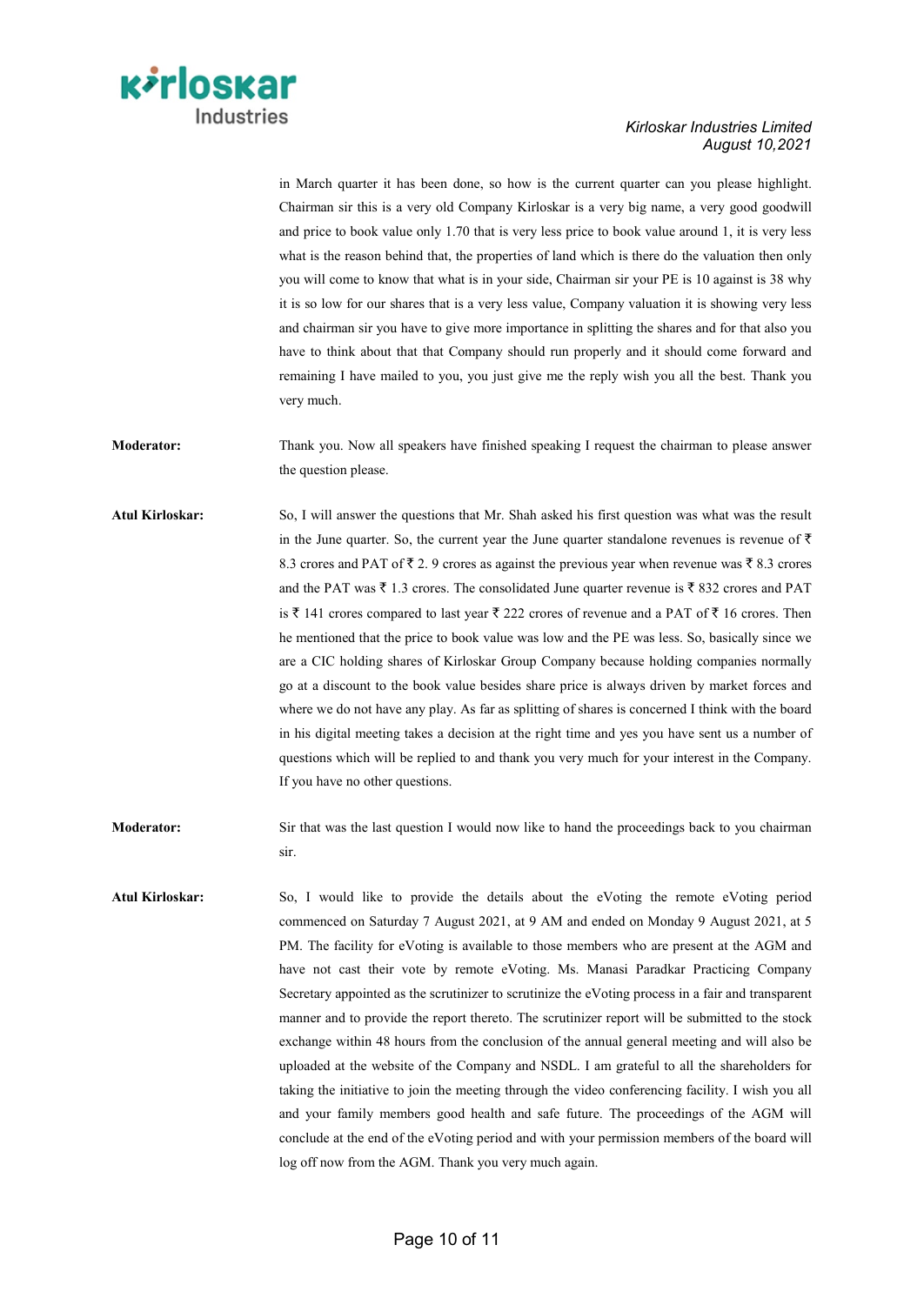in March quarter it has been done, so how is the current quarter can you please highlight. Chairman sir this is a very old Company Kirloskar is a very big name, a very good goodwill and price to book value only 1.70 that is very less price to book value around 1, it is very less what is the reason behind that, the properties of land which is there do the valuation then only you will come to know that what is in your side, Chairman sir your PE is 10 against is 38 why it is so low for our shares that is a very less value, Company valuation it is showing very less and chairman sir you have to give more importance in splitting the shares and for that also you have to think about that that Company should run properly and it should come forward and remaining I have mailed to you, you just give me the reply wish you all the best. Thank you very much.

**Moderator:** Thank you. Now all speakers have finished speaking I request the chairman to please answer the question please.

**Atul Kirloskar:** So, I will answer the questions that Mr. Shah asked his first question was what was the result in the June quarter. So, the current year the June quarter standalone revenues is revenue of ₹ 8.3 crores and PAT of ₹ 2. 9 crores as against the previous year when revenue was ₹ 8.3 crores and the PAT was ₹ 1.3 crores. The consolidated June quarter revenue is ₹ 832 crores and PAT is ₹ 141 crores compared to last year ₹ 222 crores of revenue and a PAT of ₹ 16 crores. Then he mentioned that the price to book value was low and the PE was less. So, basically since we are a CIC holding shares of Kirloskar Group Company because holding companies normally go at a discount to the book value besides share price is always driven by market forces and where we do not have any play. As far as splitting of shares is concerned I think with the board in his digital meeting takes a decision at the right time and yes you have sent us a number of questions which will be replied to and thank you very much for your interest in the Company. If you have no other questions.

**Moderator:** Sir that was the last question I would now like to hand the proceedings back to you chairman sir.

**Atul Kirloskar:** So, I would like to provide the details about the eVoting the remote eVoting period commenced on Saturday 7 August 2021, at 9 AM and ended on Monday 9 August 2021, at 5 PM. The facility for eVoting is available to those members who are present at the AGM and have not cast their vote by remote eVoting. Ms. Manasi Paradkar Practicing Company Secretary appointed as the scrutinizer to scrutinize the eVoting process in a fair and transparent manner and to provide the report thereto. The scrutinizer report will be submitted to the stock exchange within 48 hours from the conclusion of the annual general meeting and will also be uploaded at the website of the Company and NSDL. I am grateful to all the shareholders for taking the initiative to join the meeting through the video conferencing facility. I wish you all and your family members good health and safe future. The proceedings of the AGM will conclude at the end of the eVoting period and with your permission members of the board will log off now from the AGM. Thank you very much again.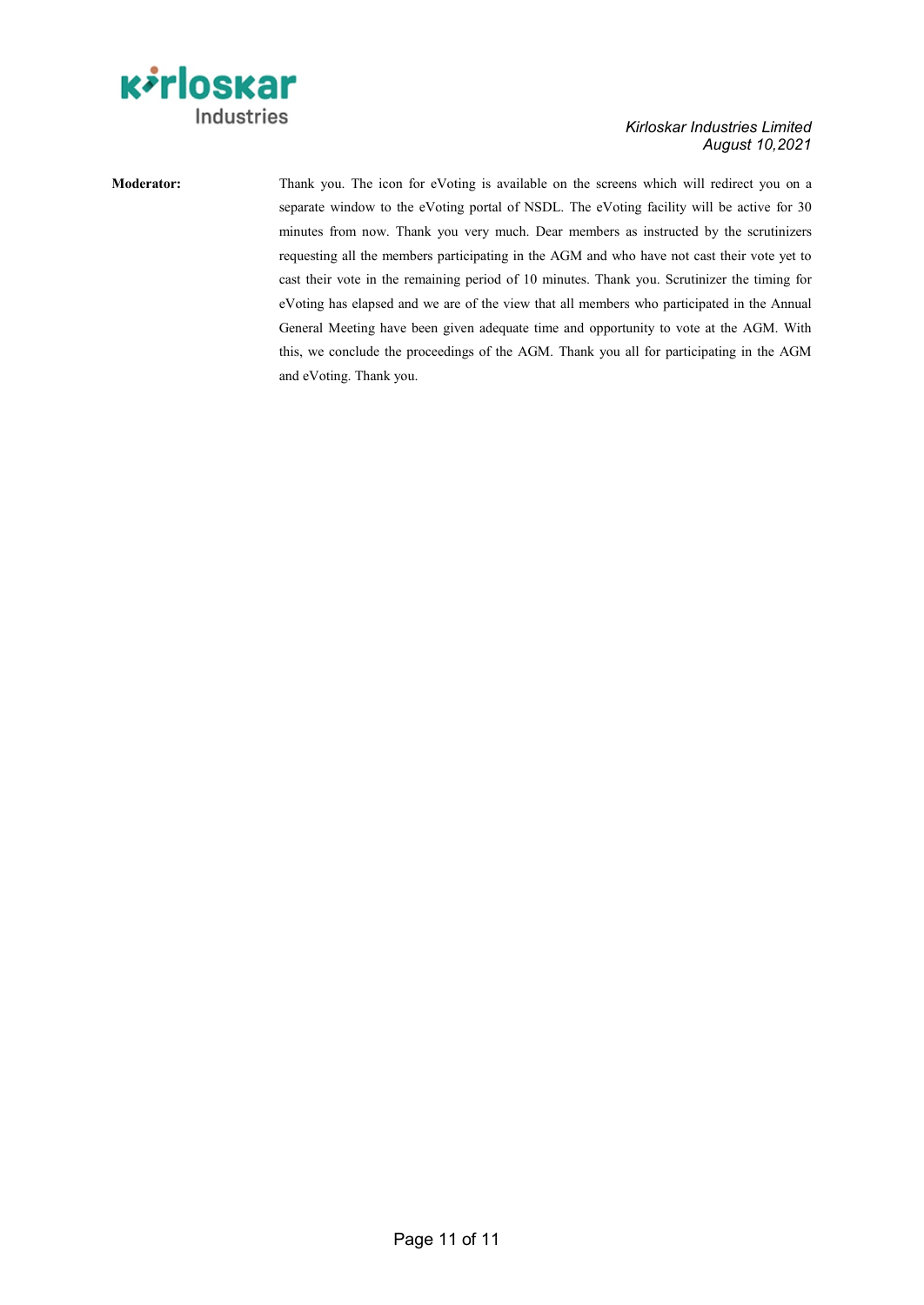**Moderator:** Thank you. The icon for eVoting is available on the screens which will redirect you on a separate window to the eVoting portal of NSDL. The eVoting facility will be active for 30 minutes from now. Thank you very much. Dear members as instructed by the scrutinizers requesting all the members participating in the AGM and who have not cast their vote yet to cast their vote in the remaining period of 10 minutes. Thank you. Scrutinizer the timing for eVoting has elapsed and we are of the view that all members who participated in the Annual General Meeting have been given adequate time and opportunity to vote at the AGM. With this, we conclude the proceedings of the AGM. Thank you all for participating in the AGM and eVoting. Thank you.